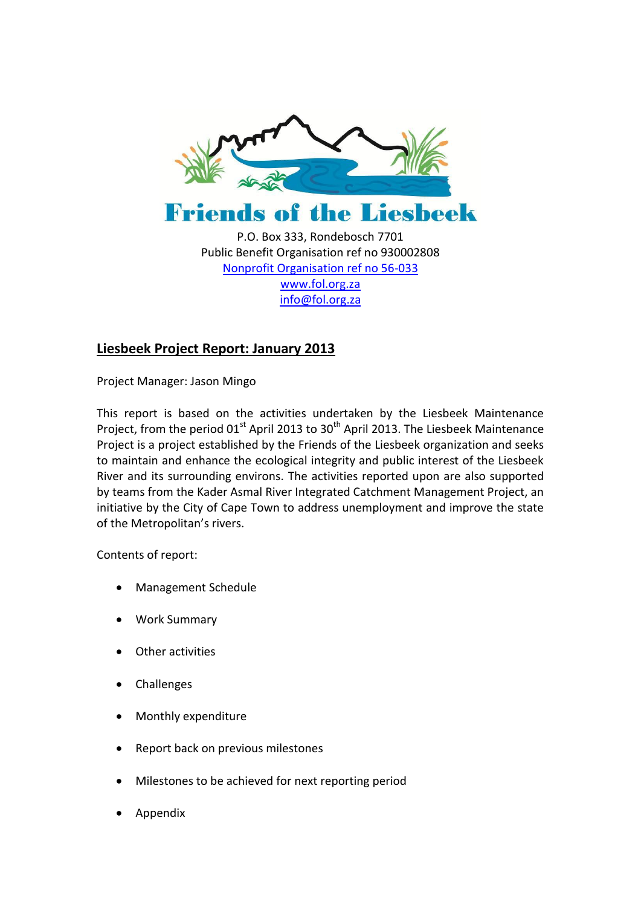# Friends of the Liesbeek

P.O. Box 333, Rondebosch 7701
Public Benefit Organisation ref no 930002808
Nonprofit Organisation ref no 56-033
www.fol.org.za
info@fol.org.za

## Liesbeek Project Report: January 2013

Project Manager: Jason Mingo

This report is based on the activities undertaken by the Liesbeek Maintenance Project, from the period 01st April 2013 to 30th April 2013. The Liesbeek Maintenance Project is a project established by the Friends of the Liesbeek organization and seeks to maintain and enhance the ecological integrity and public interest of the Liesbeek River and its surrounding environs. The activities reported upon are also supported by teams from the Kader Asmal River Integrated Catchment Management Project, an initiative by the City of Cape Town to address unemployment and improve the state of the Metropolitan's rivers.

Contents of report:

- Management Schedule
- Work Summary
- Other activities
- Challenges
- Monthly expenditure
- Report back on previous milestones
- Milestones to be achieved for next reporting period
- Appendix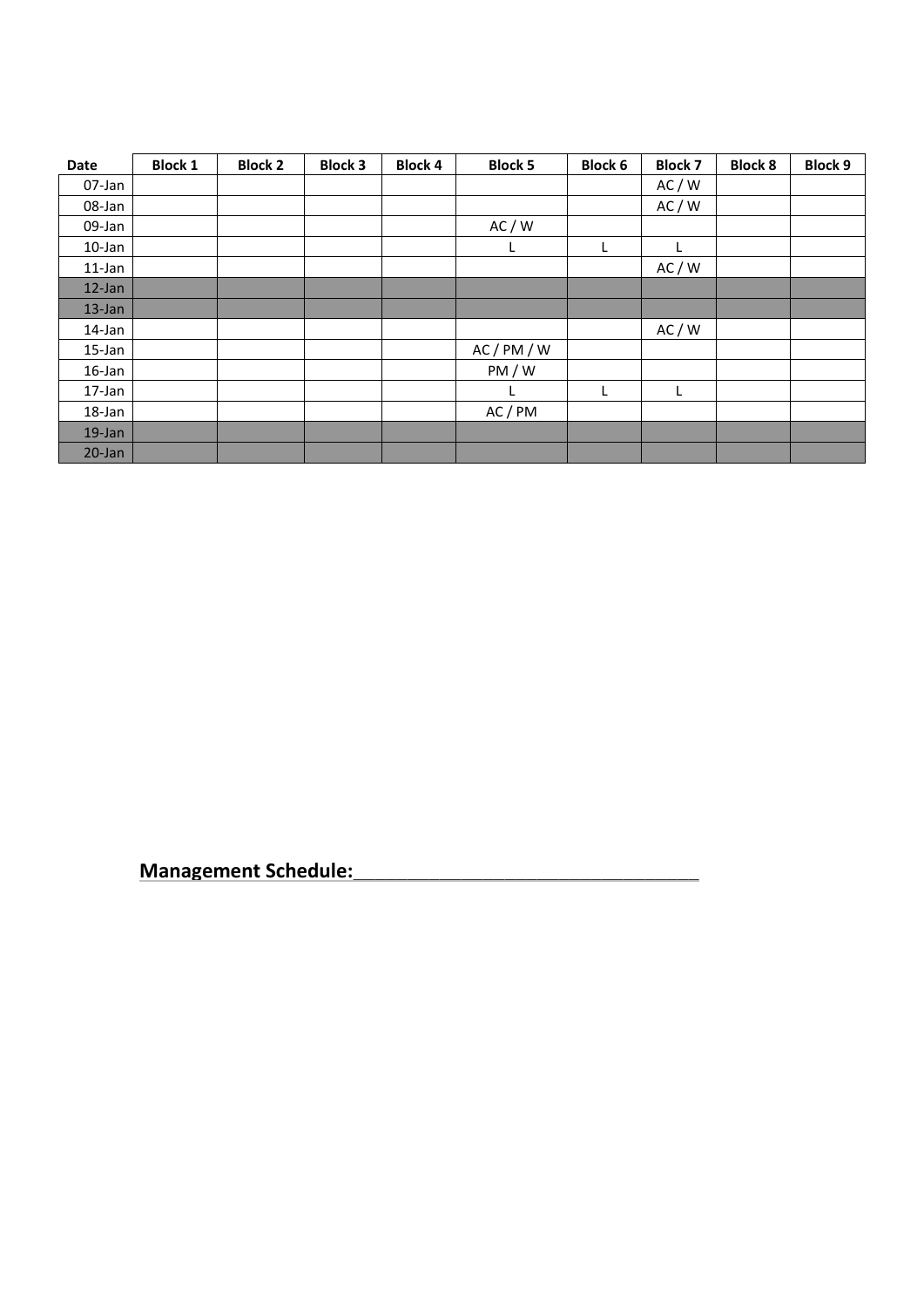| Date | Block 1 | Block 2 | Block 3 | Block 4 | Block 5 | Block 6 | Block 7 | Block 8 | Block 9 |
|---|---|---|---|---|---|---|---|---|---|
| 07-Jan | | | | | | | AC / W | | |
| 08-Jan | | | | | | | AC / W | | |
| 09-Jan | | | | | AC / W | | | | |
| 10-Jan | | | | | L | L | L | | |
| 11-Jan | | | | | | | AC / W | | |
| 12-Jan | | | | | | | | | |
| 13-Jan | | | | | | | | | |
| 14-Jan | | | | | | | AC / W | | |
| 15-Jan | | | | | AC / PM / W | | | | |
| 16-Jan | | | | | PM / W | | | | |
| 17-Jan | | | | | L | L | L | | |
| 18-Jan | | | | | AC / PM | | | | |
| 19-Jan | | | | | | | | | |
| 20-Jan | | | | | | | | | |

**Management Schedule:**_________________________________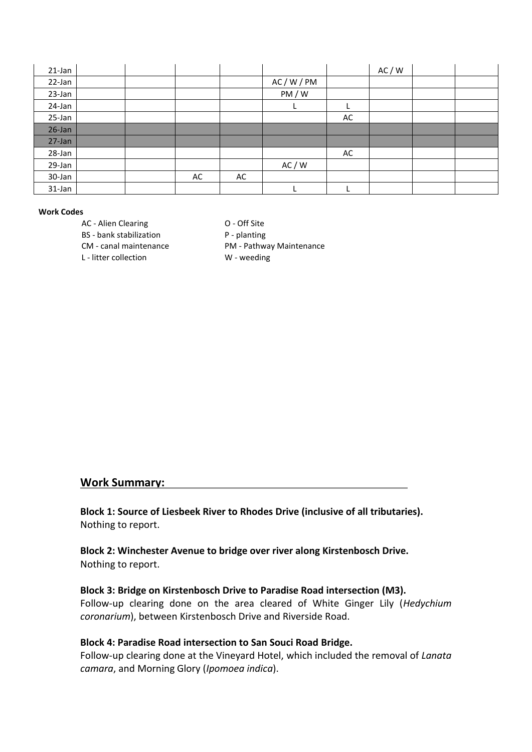| | | | | | | | | | |
|---|---|---|---|---|---|---|---|---|---|
| 21-Jan | | | | | | | AC / W | | |
| 22-Jan | | | | | AC / W / PM | | | | |
| 23-Jan | | | | | PM / W | | | | |
| 24-Jan | | | | | L | L | | | |
| 25-Jan | | | | | | AC | | | |
| 26-Jan | | | | | | | | | |
| 27-Jan | | | | | | | | | |
| 28-Jan | | | | | | AC | | | |
| 29-Jan | | | | | AC / W | | | | |
| 30-Jan | | | AC | AC | | | | | |
| 31-Jan | | | | | L | L | | | |

**Work Codes**

- AC - Alien Clearing
- BS - bank stabilization
- CM - canal maintenance
- L - litter collection
- O - Off Site
- P - planting
- PM - Pathway Maintenance
- W - weeding

## Work Summary:

**Block 1: Source of Liesbeek River to Rhodes Drive (inclusive of all tributaries).**
Nothing to report.

**Block 2: Winchester Avenue to bridge over river along Kirstenbosch Drive.**
Nothing to report.

**Block 3: Bridge on Kirstenbosch Drive to Paradise Road intersection (M3).**
Follow-up clearing done on the area cleared of White Ginger Lily (*Hedychium coronarium*), between Kirstenbosch Drive and Riverside Road.

**Block 4: Paradise Road intersection to San Souci Road Bridge.**
Follow-up clearing done at the Vineyard Hotel, which included the removal of *Lanata camara*, and Morning Glory (*Ipomoea indica*).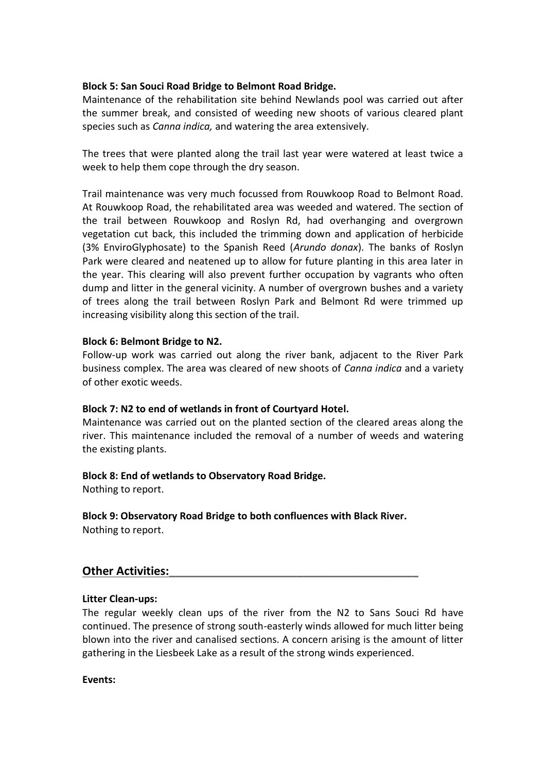**Block 5: San Souci Road Bridge to Belmont Road Bridge.**

Maintenance of the rehabilitation site behind Newlands pool was carried out after the summer break, and consisted of weeding new shoots of various cleared plant species such as *Canna indica,* and watering the area extensively.

The trees that were planted along the trail last year were watered at least twice a week to help them cope through the dry season.

Trail maintenance was very much focussed from Rouwkoop Road to Belmont Road. At Rouwkoop Road, the rehabilitated area was weeded and watered. The section of the trail between Rouwkoop and Roslyn Rd, had overhanging and overgrown vegetation cut back, this included the trimming down and application of herbicide (3% EnviroGlyphosate) to the Spanish Reed (*Arundo donax*). The banks of Roslyn Park were cleared and neatened up to allow for future planting in this area later in the year. This clearing will also prevent further occupation by vagrants who often dump and litter in the general vicinity. A number of overgrown bushes and a variety of trees along the trail between Roslyn Park and Belmont Rd were trimmed up increasing visibility along this section of the trail.

**Block 6: Belmont Bridge to N2.**

Follow-up work was carried out along the river bank, adjacent to the River Park business complex. The area was cleared of new shoots of *Canna indica* and a variety of other exotic weeds.

**Block 7: N2 to end of wetlands in front of Courtyard Hotel.**

Maintenance was carried out on the planted section of the cleared areas along the river. This maintenance included the removal of a number of weeds and watering the existing plants.

**Block 8: End of wetlands to Observatory Road Bridge.**

Nothing to report.

**Block 9: Observatory Road Bridge to both confluences with Black River.**

Nothing to report.

## Other Activities:

**Litter Clean-ups:**

The regular weekly clean ups of the river from the N2 to Sans Souci Rd have continued. The presence of strong south-easterly winds allowed for much litter being blown into the river and canalised sections. A concern arising is the amount of litter gathering in the Liesbeek Lake as a result of the strong winds experienced.

**Events:**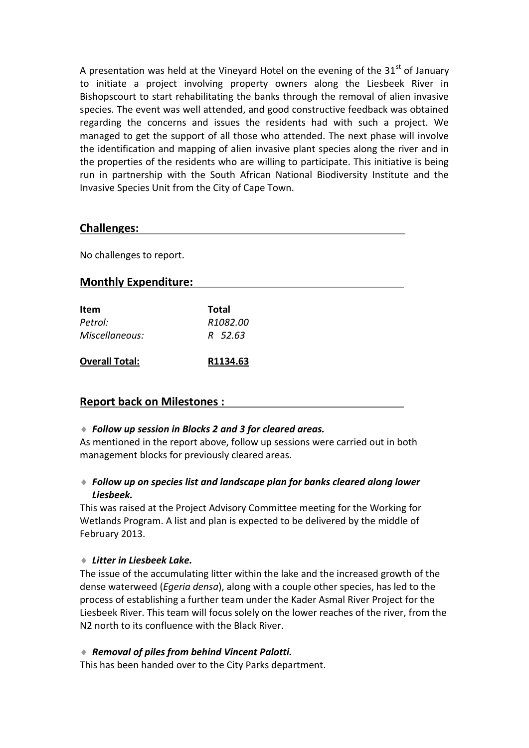A presentation was held at the Vineyard Hotel on the evening of the 31st of January to initiate a project involving property owners along the Liesbeek River in Bishopscourt to start rehabilitating the banks through the removal of alien invasive species. The event was well attended, and good constructive feedback was obtained regarding the concerns and issues the residents had with such a project. We managed to get the support of all those who attended. The next phase will involve the identification and mapping of alien invasive plant species along the river and in the properties of the residents who are willing to participate. This initiative is being run in partnership with the South African National Biodiversity Institute and the Invasive Species Unit from the City of Cape Town.

## Challenges:

No challenges to report.

## Monthly Expenditure:

| **Item** | **Total** |
|---|---|
| *Petrol:* | *R1082.00* |
| *Miscellaneous:* | *R 52.63* |
| **Overall Total:** | **R1134.63** |

## Report back on Milestones :

- ***Follow up session in Blocks 2 and 3 for cleared areas.***

As mentioned in the report above, follow up sessions were carried out in both management blocks for previously cleared areas.

- ***Follow up on species list and landscape plan for banks cleared along lower Liesbeek.***

This was raised at the Project Advisory Committee meeting for the Working for Wetlands Program. A list and plan is expected to be delivered by the middle of February 2013.

- ***Litter in Liesbeek Lake.***

The issue of the accumulating litter within the lake and the increased growth of the dense waterweed (*Egeria densa*), along with a couple other species, has led to the process of establishing a further team under the Kader Asmal River Project for the Liesbeek River. This team will focus solely on the lower reaches of the river, from the N2 north to its confluence with the Black River.

- ***Removal of piles from behind Vincent Palotti.***

This has been handed over to the City Parks department.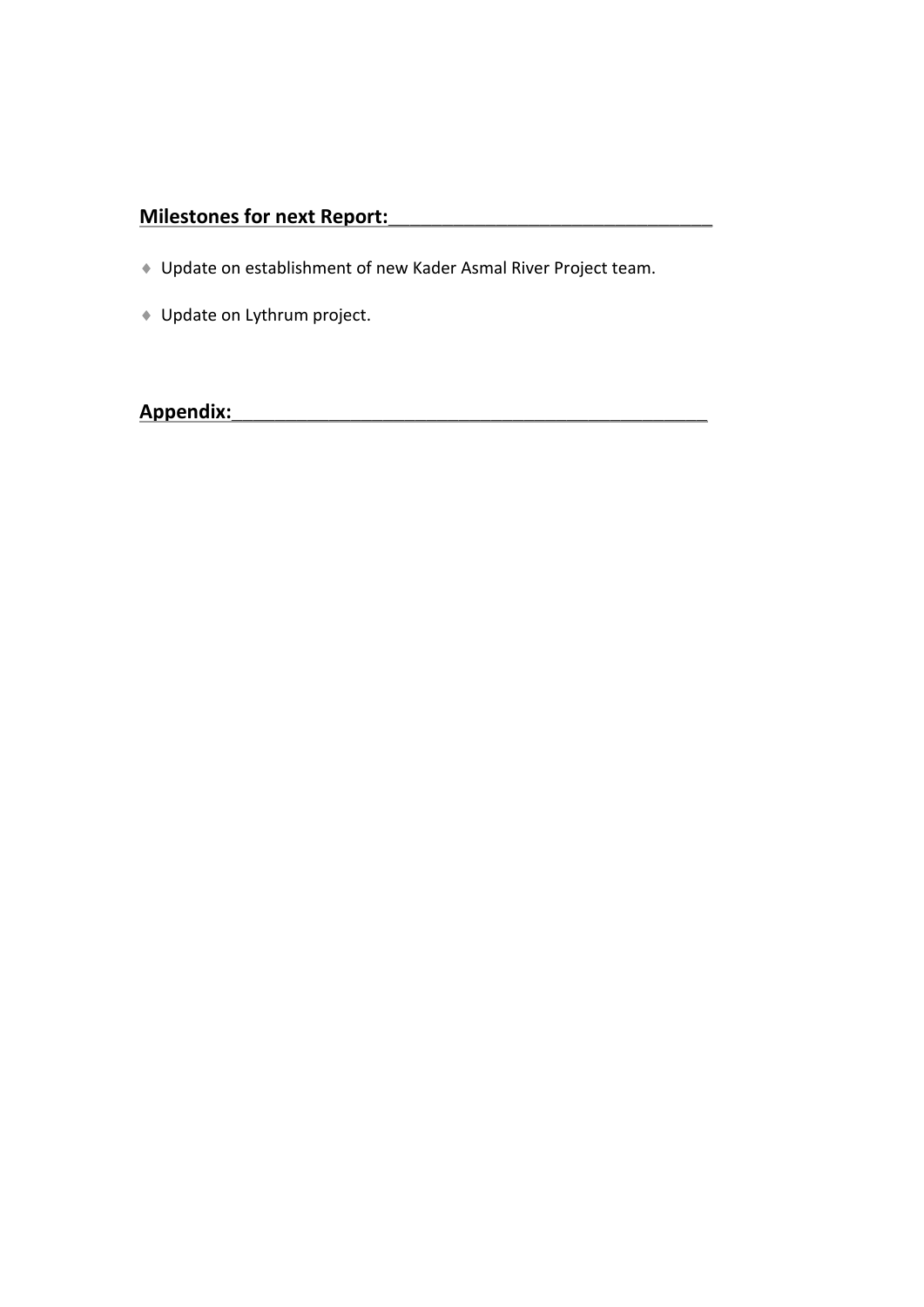## Milestones for next Report:

- Update on establishment of new Kader Asmal River Project team.
- Update on Lythrum project.

## Appendix: